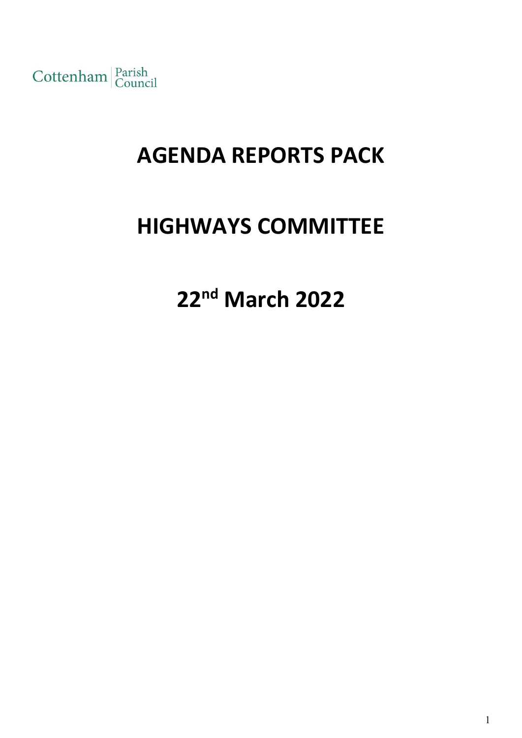Cottenham Parish Council

# AGENDA REPORTS PACK

# HIGHWAYS COMMITTEE

# 22nd March 2022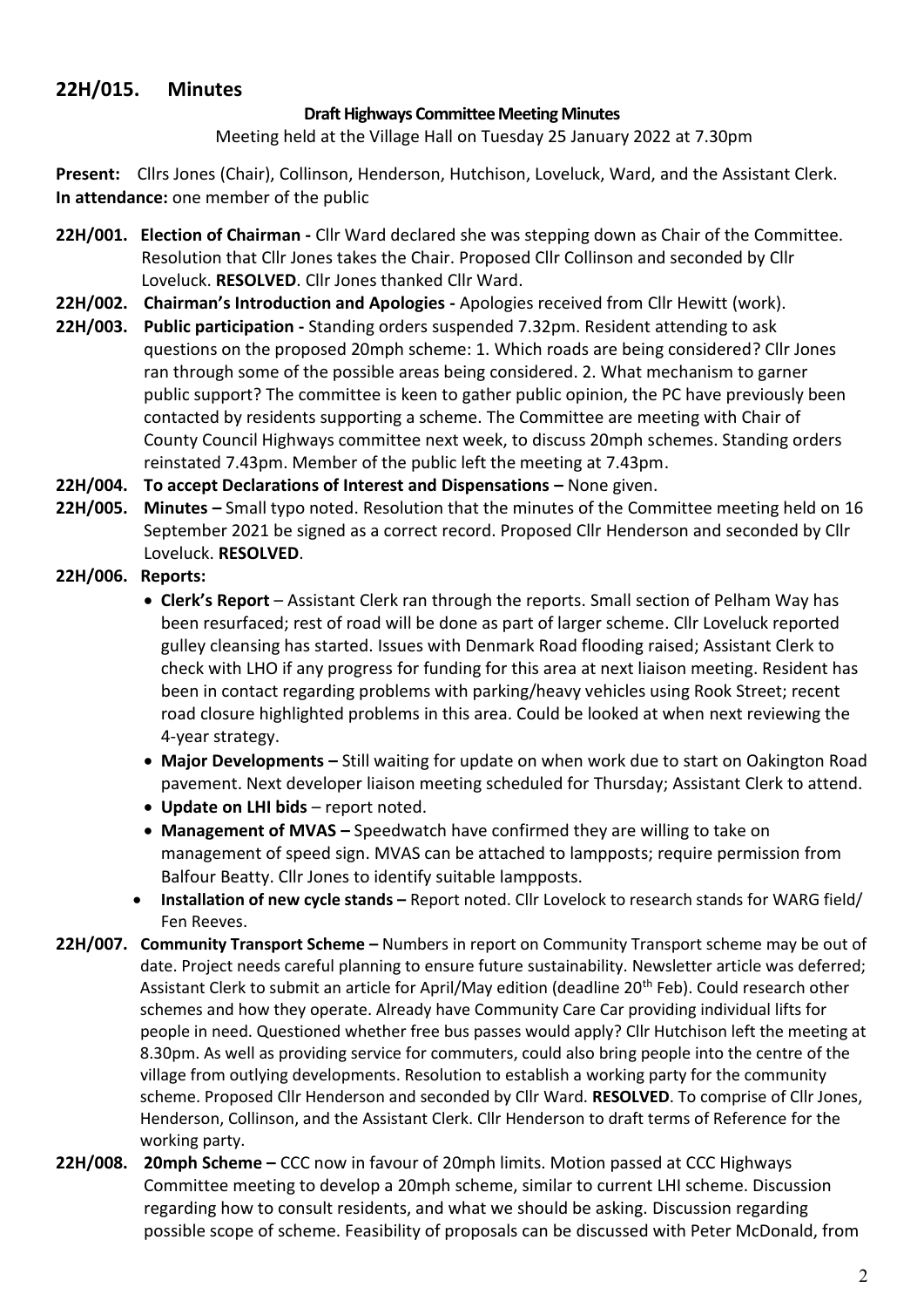## 22H/015. Minutes

**Draft Highways Committee Meeting Minutes**

Meeting held at the Village Hall on Tuesday 25 January 2022 at 7.30pm

**Present:** Cllrs Jones (Chair), Collinson, Henderson, Hutchison, Loveluck, Ward, and the Assistant Clerk.
**In attendance:** one member of the public

**22H/001. Election of Chairman -** Cllr Ward declared she was stepping down as Chair of the Committee. Resolution that Cllr Jones takes the Chair. Proposed Cllr Collinson and seconded by Cllr Loveluck. **RESOLVED**. Cllr Jones thanked Cllr Ward.

**22H/002. Chairman's Introduction and Apologies -** Apologies received from Cllr Hewitt (work).

**22H/003. Public participation -** Standing orders suspended 7.32pm. Resident attending to ask questions on the proposed 20mph scheme: 1. Which roads are being considered? Cllr Jones ran through some of the possible areas being considered. 2. What mechanism to garner public support? The committee is keen to gather public opinion, the PC have previously been contacted by residents supporting a scheme. The Committee are meeting with Chair of County Council Highways committee next week, to discuss 20mph schemes. Standing orders reinstated 7.43pm. Member of the public left the meeting at 7.43pm.

**22H/004. To accept Declarations of Interest and Dispensations –** None given.

**22H/005. Minutes –** Small typo noted. Resolution that the minutes of the Committee meeting held on 16 September 2021 be signed as a correct record. Proposed Cllr Henderson and seconded by Cllr Loveluck. **RESOLVED**.

**22H/006. Reports:**

- **Clerk's Report** – Assistant Clerk ran through the reports. Small section of Pelham Way has been resurfaced; rest of road will be done as part of larger scheme. Cllr Loveluck reported gulley cleansing has started. Issues with Denmark Road flooding raised; Assistant Clerk to check with LHO if any progress for funding for this area at next liaison meeting. Resident has been in contact regarding problems with parking/heavy vehicles using Rook Street; recent road closure highlighted problems in this area. Could be looked at when next reviewing the 4-year strategy.
- **Major Developments –** Still waiting for update on when work due to start on Oakington Road pavement. Next developer liaison meeting scheduled for Thursday; Assistant Clerk to attend.
- **Update on LHI bids** – report noted.
- **Management of MVAS –** Speedwatch have confirmed they are willing to take on management of speed sign. MVAS can be attached to lampposts; require permission from Balfour Beatty. Cllr Jones to identify suitable lampposts.
- **Installation of new cycle stands –** Report noted. Cllr Lovelock to research stands for WARG field/ Fen Reeves.

**22H/007. Community Transport Scheme –** Numbers in report on Community Transport scheme may be out of date. Project needs careful planning to ensure future sustainability. Newsletter article was deferred; Assistant Clerk to submit an article for April/May edition (deadline 20th Feb). Could research other schemes and how they operate. Already have Community Care Car providing individual lifts for people in need. Questioned whether free bus passes would apply? Cllr Hutchison left the meeting at 8.30pm. As well as providing service for commuters, could also bring people into the centre of the village from outlying developments. Resolution to establish a working party for the community scheme. Proposed Cllr Henderson and seconded by Cllr Ward. **RESOLVED**. To comprise of Cllr Jones, Henderson, Collinson, and the Assistant Clerk. Cllr Henderson to draft terms of Reference for the working party.

**22H/008. 20mph Scheme –** CCC now in favour of 20mph limits. Motion passed at CCC Highways Committee meeting to develop a 20mph scheme, similar to current LHI scheme. Discussion regarding how to consult residents, and what we should be asking. Discussion regarding possible scope of scheme. Feasibility of proposals can be discussed with Peter McDonald, from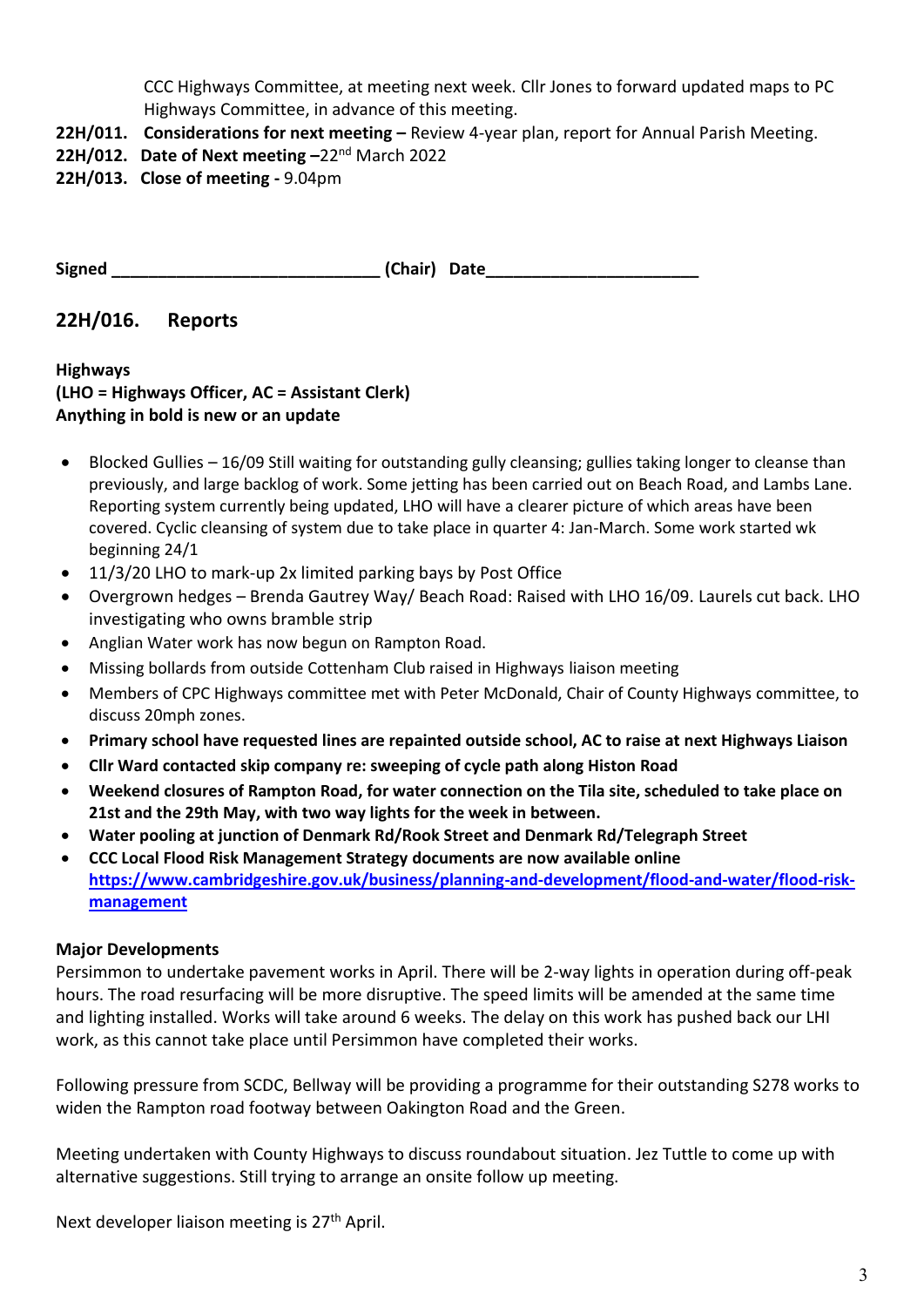CCC Highways Committee, at meeting next week. Cllr Jones to forward updated maps to PC Highways Committee, in advance of this meeting.

**22H/011. Considerations for next meeting –** Review 4-year plan, report for Annual Parish Meeting.

**22H/012. Date of Next meeting –**22nd March 2022

**22H/013. Close of meeting -** 9.04pm

**Signed** ____________________________ **(Chair) Date**______________________

## 22H/016. Reports

**Highways**
**(LHO = Highways Officer, AC = Assistant Clerk)**
**Anything in bold is new or an update**

- Blocked Gullies – 16/09 Still waiting for outstanding gully cleansing; gullies taking longer to cleanse than previously, and large backlog of work. Some jetting has been carried out on Beach Road, and Lambs Lane. Reporting system currently being updated, LHO will have a clearer picture of which areas have been covered. Cyclic cleansing of system due to take place in quarter 4: Jan-March. Some work started wk beginning 24/1
- 11/3/20 LHO to mark-up 2x limited parking bays by Post Office
- Overgrown hedges – Brenda Gautrey Way/ Beach Road: Raised with LHO 16/09. Laurels cut back. LHO investigating who owns bramble strip
- Anglian Water work has now begun on Rampton Road.
- Missing bollards from outside Cottenham Club raised in Highways liaison meeting
- Members of CPC Highways committee met with Peter McDonald, Chair of County Highways committee, to discuss 20mph zones.
- **Primary school have requested lines are repainted outside school, AC to raise at next Highways Liaison**
- **Cllr Ward contacted skip company re: sweeping of cycle path along Histon Road**
- **Weekend closures of Rampton Road, for water connection on the Tila site, scheduled to take place on 21st and the 29th May, with two way lights for the week in between.**
- **Water pooling at junction of Denmark Rd/Rook Street and Denmark Rd/Telegraph Street**
- **CCC Local Flood Risk Management Strategy documents are now available online [https://www.cambridgeshire.gov.uk/business/planning-and-development/flood-and-water/flood-risk-management](https://www.cambridgeshire.gov.uk/business/planning-and-development/flood-and-water/flood-risk-management)**

**Major Developments**

Persimmon to undertake pavement works in April. There will be 2-way lights in operation during off-peak hours. The road resurfacing will be more disruptive. The speed limits will be amended at the same time and lighting installed. Works will take around 6 weeks. The delay on this work has pushed back our LHI work, as this cannot take place until Persimmon have completed their works.

Following pressure from SCDC, Bellway will be providing a programme for their outstanding S278 works to widen the Rampton road footway between Oakington Road and the Green.

Meeting undertaken with County Highways to discuss roundabout situation. Jez Tuttle to come up with alternative suggestions. Still trying to arrange an onsite follow up meeting.

Next developer liaison meeting is 27th April.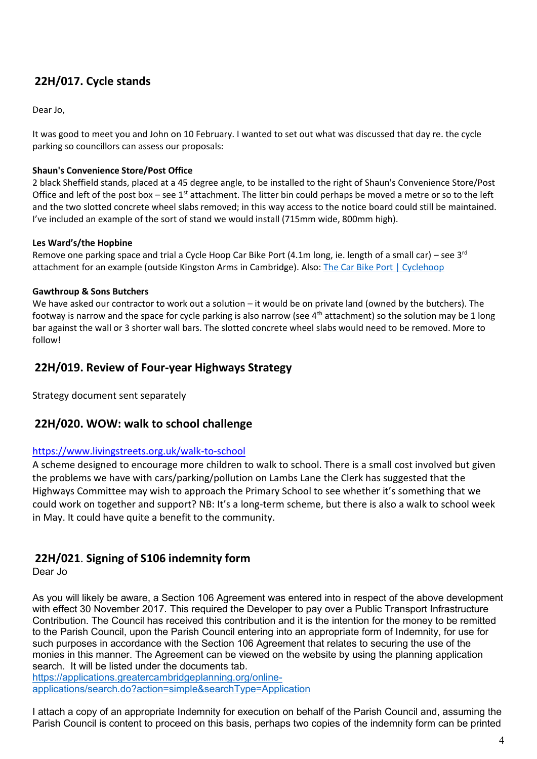## 22H/017. Cycle stands

Dear Jo,

It was good to meet you and John on 10 February. I wanted to set out what was discussed that day re. the cycle parking so councillors can assess our proposals:

**Shaun's Convenience Store/Post Office**

2 black Sheffield stands, placed at a 45 degree angle, to be installed to the right of Shaun's Convenience Store/Post Office and left of the post box – see 1st attachment. The litter bin could perhaps be moved a metre or so to the left and the two slotted concrete wheel slabs removed; in this way access to the notice board could still be maintained. I've included an example of the sort of stand we would install (715mm wide, 800mm high).

**Les Ward's/the Hopbine**

Remove one parking space and trial a Cycle Hoop Car Bike Port (4.1m long, ie. length of a small car) – see 3rd attachment for an example (outside Kingston Arms in Cambridge). Also: [The Car Bike Port | Cyclehoop]

**Gawthroup & Sons Butchers**

We have asked our contractor to work out a solution – it would be on private land (owned by the butchers). The footway is narrow and the space for cycle parking is also narrow (see 4th attachment) so the solution may be 1 long bar against the wall or 3 shorter wall bars. The slotted concrete wheel slabs would need to be removed. More to follow!

## 22H/019. Review of Four-year Highways Strategy

Strategy document sent separately

## 22H/020. WOW: walk to school challenge

https://www.livingstreets.org.uk/walk-to-school

A scheme designed to encourage more children to walk to school. There is a small cost involved but given the problems we have with cars/parking/pollution on Lambs Lane the Clerk has suggested that the Highways Committee may wish to approach the Primary School to see whether it's something that we could work on together and support? NB: It's a long-term scheme, but there is also a walk to school week in May. It could have quite a benefit to the community.

## 22H/021. Signing of S106 indemnity form

Dear Jo

As you will likely be aware, a Section 106 Agreement was entered into in respect of the above development with effect 30 November 2017. This required the Developer to pay over a Public Transport Infrastructure Contribution. The Council has received this contribution and it is the intention for the money to be remitted to the Parish Council, upon the Parish Council entering into an appropriate form of Indemnity, for use for such purposes in accordance with the Section 106 Agreement that relates to securing the use of the monies in this manner. The Agreement can be viewed on the website by using the planning application search. It will be listed under the documents tab.
https://applications.greatercambridgeplanning.org/online-applications/search.do?action=simple&searchType=Application

I attach a copy of an appropriate Indemnity for execution on behalf of the Parish Council and, assuming the Parish Council is content to proceed on this basis, perhaps two copies of the indemnity form can be printed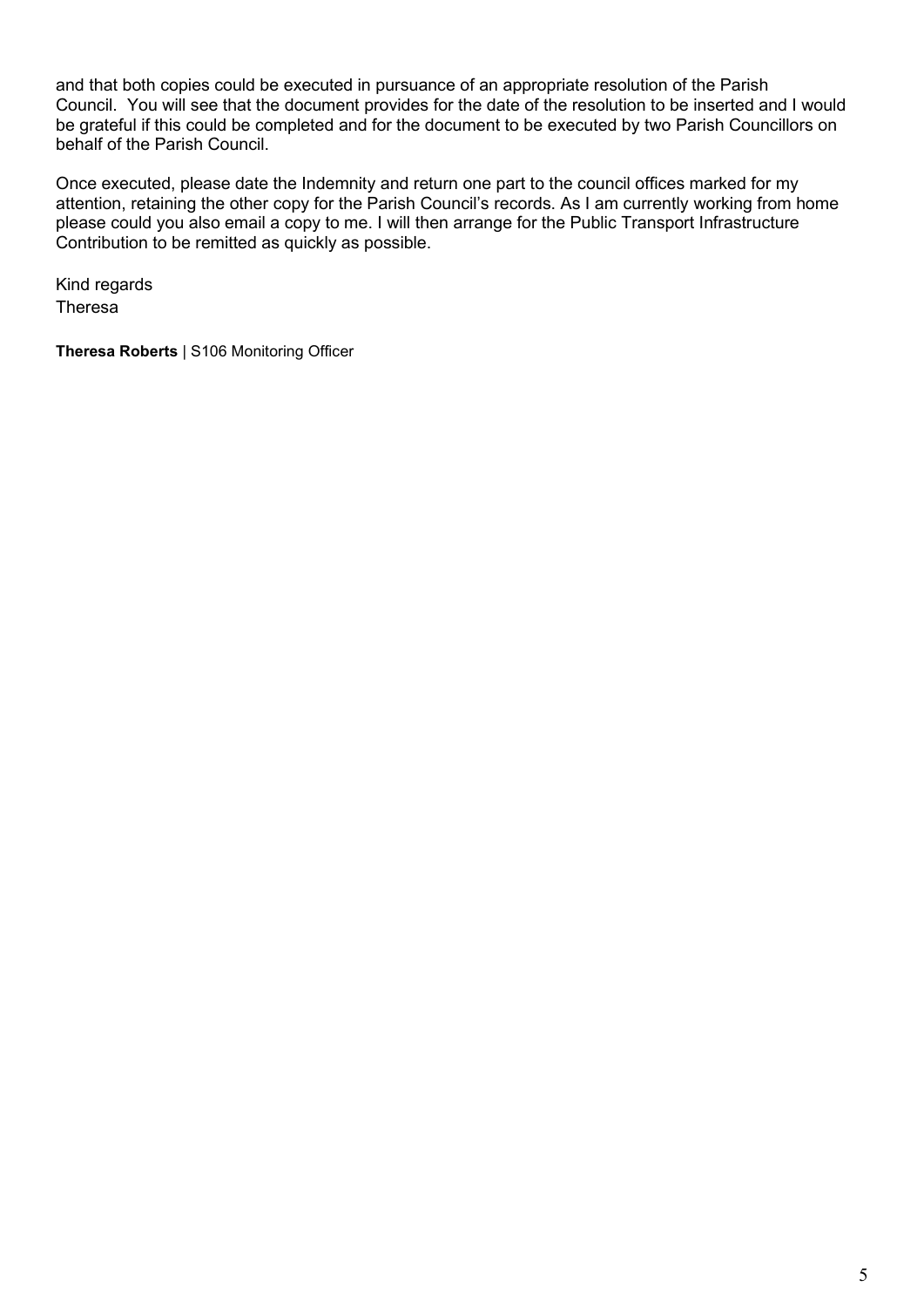and that both copies could be executed in pursuance of an appropriate resolution of the Parish Council.  You will see that the document provides for the date of the resolution to be inserted and I would be grateful if this could be completed and for the document to be executed by two Parish Councillors on behalf of the Parish Council.

Once executed, please date the Indemnity and return one part to the council offices marked for my attention, retaining the other copy for the Parish Council's records. As I am currently working from home please could you also email a copy to me. I will then arrange for the Public Transport Infrastructure Contribution to be remitted as quickly as possible.

Kind regards
Theresa

**Theresa Roberts** | S106 Monitoring Officer